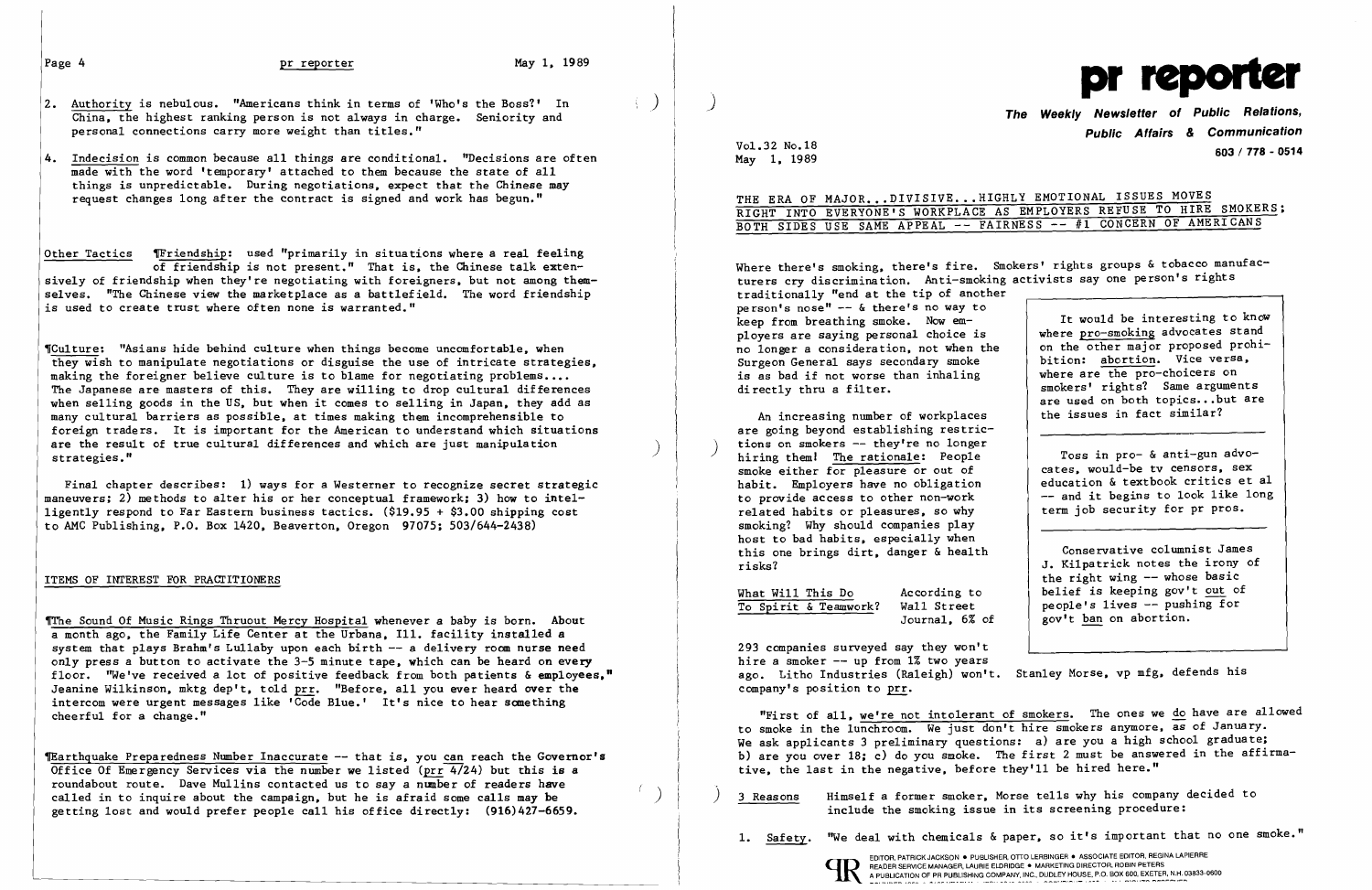2. Authority is nebulous. "Americans think in terms of 'Who's the Boss?' In China, the highest ranking person is not always in charge. Seniority and personal connections carry more weight than titles."

4. Indecision is common because all things are conditional. "Decisions are often made with the word 'temporary' attached to them because the state of all things is unpredictable. During negotiations, expect that the Chinese may request changes long after the contract is signed and work has begun."

Other Tactics ¶Friendship: used "primarily in situations where a real feeling of friendship is not present." That is, the Chinese talk extensively of friendship when they're negotiating with foreigners, but not among themselves. "The Chinese view the marketplace as a battlefield. The word friendship is used to create trust where often none is warranted."

¶Culture: "Asians hide behind culture when things become uncomfortable, when they wish to manipulate negotiations or disguise the use of intricate strategies, making the foreigner believe culture is to blame for negotiating problems.... The Japanese are masters of this. They are willing to drop cultural differences when selling goods in the US, but when it comes to selling in Japan, they add as many cultural barriers as possible, at times making them incomprehensible to foreign traders. It is important for the American to understand which situations are the result of true cultural differences and which are just manipulation strategies."

Final chapter describes: 1) ways for a Westerner to recognize secret strategic maneuvers; 2) methods to alter his or her conceptual framework; 3) how to intelligently respond to Far Eastern business tactics. ($19.95 + $3.00 shipping cost to AMC Publishing, P.O. Box 1420, Beaverton, Oregon 97075; 503/644-2438)

## ITEMS OF INTEREST FOR PRACTITIONERS

¶The Sound Of Music Rings Thruout Mercy Hospital whenever a baby is born. About a month ago, the Family Life Center at the Urbana, Ill. facility installed a system that plays Brahm's Lullaby upon each birth -- a delivery room nurse need only press a button to activate the 3-5 minute tape, which can be heard on every floor. "We've received a lot of positive feedback from both patients & employees," Jeanine Wilkinson, mktg dep't, told prr. "Before, all you ever heard over the intercom were urgent messages like 'Code Blue.' It's nice to hear something cheerful for a change."

¶Earthquake Preparedness Number Inaccurate -- that is, you can reach the Governor's Office Of Emergency Services via the number we listed (prr 4/24) but this is a roundabout route. Dave Mullins contacted us to say a number of readers have called in to inquire about the campaign, but he is afraid some calls may be getting lost and would prefer people call his office directly: (916)427-6659.

# pr reporter

**The Weekly Newsletter of Public Relations, Public Affairs & Communication**

Vol.32 No.18
May 1, 1989

603 / 778 - 0514

## THE ERA OF MAJOR...DIVISIVE...HIGHLY EMOTIONAL ISSUES MOVES RIGHT INTO EVERYONE'S WORKPLACE AS EMPLOYERS REFUSE TO HIRE SMOKERS; BOTH SIDES USE SAME APPEAL -- FAIRNESS -- #1 CONCERN OF AMERICANS

Where there's smoking, there's fire. Smokers' rights groups & tobacco manufacturers cry discrimination. Anti-smoking activists say one person's rights traditionally "end at the tip of another person's nose" -- & there's no way to keep from breathing smoke. Now employers are saying personal choice is no longer a consideration, not when the Surgeon General says secondary smoke is as bad if not worse than inhaling directly thru a filter.

An increasing number of workplaces are going beyond establishing restrictions on smokers -- they're no longer hiring them! The rationale: People smoke either for pleasure or out of habit. Employers have no obligation to provide access to other non-work related habits or pleasures, so why smoking? Why should companies play host to bad habits, especially when this one brings dirt, danger & health risks?

> It would be interesting to know where pro-smoking advocates stand on the other major proposed prohibition: abortion. Vice versa, where are the pro-choicers on smokers' rights? Same arguments are used on both topics...but are the issues in fact similar?
>
> Toss in pro- & anti-gun advocates, would-be tv censors, sex education & textbook critics et al -- and it begins to look like long term job security for pr pros.
>
> Conservative columnist James J. Kilpatrick notes the irony of the right wing -- whose basic belief is keeping gov't out of people's lives -- pushing for gov't ban on abortion.

What Will This Do To Spirit & Teamwork? According to Wall Street Journal, 6% of 293 companies surveyed say they won't hire a smoker -- up from 1% two years ago. Litho Industries (Raleigh) won't. Stanley Morse, vp mfg, defends his company's position to prr.

"First of all, we're not intolerant of smokers. The ones we do have are allowed to smoke in the lunchroom. We just don't hire smokers anymore, as of January. We ask applicants 3 preliminary questions: a) are you a high school graduate; b) are you over 18; c) do you smoke. The first 2 must be answered in the affirmative, the last in the negative, before they'll be hired here."

3 Reasons Himself a former smoker, Morse tells why his company decided to include the smoking issue in its screening procedure:

1. Safety. "We deal with chemicals & paper, so it's important that no one smoke."

EDITOR, PATRICK JACKSON • PUBLISHER, OTTO LERBINGER • ASSOCIATE EDITOR, REGINA LAPIERRE
READER SERVICE MANAGER, LAURIE ELDRIDGE • MARKETING DIRECTOR, ROBIN PETERS
A PUBLICATION OF PR PUBLISHING COMPANY, INC., DUDLEY HOUSE, P.O. BOX 600, EXETER, N.H. 03833-0600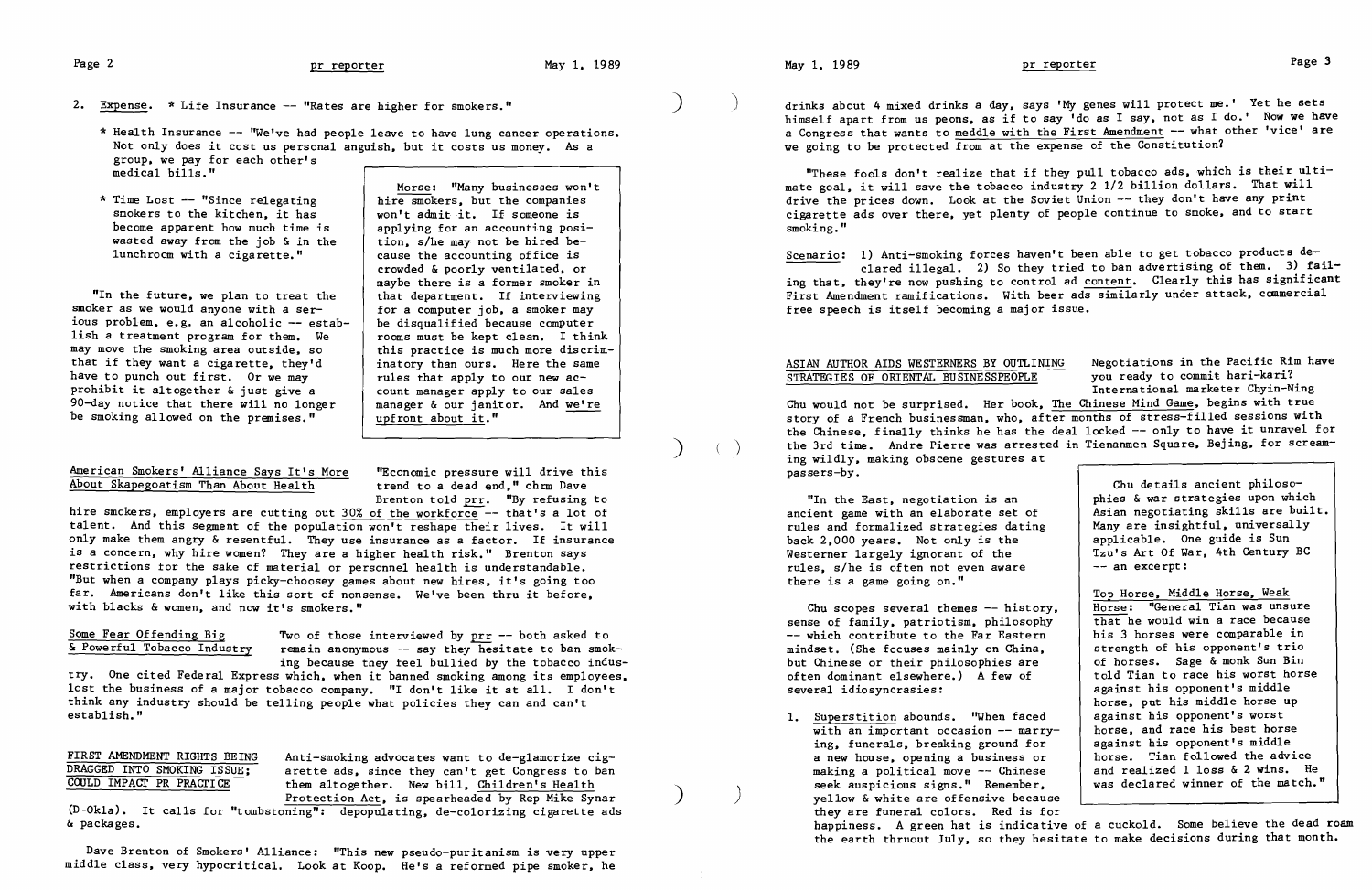2. Expense. * Life Insurance -- "Rates are higher for smokers."

* Health Insurance -- "We've had people leave to have lung cancer operations. Not only does it cost us personal anguish, but it costs us money. As a group, we pay for each other's medical bills."

* Time Lost -- "Since relegating smokers to the kitchen, it has become apparent how much time is wasted away from the job & in the lunchroom with a cigarette."

"In the future, we plan to treat the smoker as we would anyone with a serious problem, e.g. an alcoholic -- establish a treatment program for them. We may move the smoking area outside, so that if they want a cigarette, they'd have to punch out first. Or we may prohibit it altogether & just give a 90-day notice that there will no longer be smoking allowed on the premises."

> Morse: "Many businesses won't hire smokers, but the companies won't admit it. If someone is applying for an accounting position, s/he may not be hired because the accounting office is crowded & poorly ventilated, or maybe there is a former smoker in that department. If interviewing for a computer job, a smoker may be disqualified because computer rooms must be kept clean. I think this practice is much more discriminatory than ours. Here the same rules that apply to our new account manager apply to our sales manager & our janitor. And we're upfront about it."

## American Smokers' Alliance Says It's More About Skapegoatism Than About Health

"Economic pressure will drive this trend to a dead end," chrm Dave Brenton told prr. "By refusing to hire smokers, employers are cutting out 30% of the workforce -- that's a lot of talent. And this segment of the population won't reshape their lives. It will only make them angry & resentful. They use insurance as a factor. If insurance is a concern, why hire women? They are a higher health risk." Brenton says restrictions for the sake of material or personnel health is understandable. "But when a company plays picky-choosey games about new hires, it's going too far. Americans don't like this sort of nonsense. We've been thru it before, with blacks & women, and now it's smokers."

## Some Fear Offending Big & Powerful Tobacco Industry

Two of those interviewed by prr -- both asked to remain anonymous -- say they hesitate to ban smoking because they feel bullied by the tobacco industry. One cited Federal Express which, when it banned smoking among its employees, lost the business of a major tobacco company. "I don't like it at all. I don't think any industry should be telling people what policies they can and can't establish."

## FIRST AMENDMENT RIGHTS BEING DRAGGED INTO SMOKING ISSUE; COULD IMPACT PR PRACTICE

Anti-smoking advocates want to de-glamorize cigarette ads, since they can't get Congress to ban them altogether. New bill, Children's Health Protection Act, is spearheaded by Rep Mike Synar (D-Okla). It calls for "tombstoning": depopulating, de-colorizing cigarette ads & packages.

Dave Brenton of Smokers' Alliance: "This new pseudo-puritanism is very upper middle class, very hypocritical. Look at Koop. He's a reformed pipe smoker, he drinks about 4 mixed drinks a day, says 'My genes will protect me.' Yet he sets himself apart from us peons, as if to say 'do as I say, not as I do.' Now we have a Congress that wants to meddle with the First Amendment -- what other 'vice' are we going to be protected from at the expense of the Constitution?

"These fools don't realize that if they pull tobacco ads, which is their ultimate goal, it will save the tobacco industry 2 1/2 billion dollars. That will drive the prices down. Look at the Soviet Union -- they don't have any print cigarette ads over there, yet plenty of people continue to smoke, and to start smoking."

Scenario: 1) Anti-smoking forces haven't been able to get tobacco products declared illegal. 2) So they tried to ban advertising of them. 3) failing that, they're now pushing to control ad content. Clearly this has significant First Amendment ramifications. With beer ads similarly under attack, commercial free speech is itself becoming a major issue.

## ASIAN AUTHOR AIDS WESTERNERS BY OUTLINING STRATEGIES OF ORIENTAL BUSINESSPEOPLE

Negotiations in the Pacific Rim have you ready to commit hari-kari? International marketer Chyin-Ning Chu would not be surprised. Her book, The Chinese Mind Game, begins with true story of a French businessman. who, after months of stress-filled sessions with the Chinese, finally thinks he has the deal locked -- only to have it unravel for the 3rd time. Andre Pierre was arrested in Tienanmen Square, Bejing, for screaming wildly, making obscene gestures at passers-by.

"In the East, negotiation is an ancient game with an elaborate set of rules and formalized strategies dating back 2,000 years. Not only is the Westerner largely ignorant of the rules, s/he is often not even aware there is a game going on."

Chu scopes several themes -- history, sense of family, patriotism, philosophy -- which contribute to the Far Eastern mindset. (She focuses mainly on China, but Chinese or their philosophies are often dominant elsewhere.) A few of several idiosyncrasies:

1. Superstition abounds. "When faced with an important occasion -- marrying, funerals, breaking ground for a new house, opening a business or making a political move -- Chinese seek auspicious signs." Remember, yellow & white are offensive because they are funeral colors. Red is for happiness. A green hat is indicative of a cuckold. Some believe the dead roam the earth thruout July, so they hesitate to make decisions during that month.

> Chu details ancient philosophies & war strategies upon which Asian negotiating skills are built. Many are insightful, universally applicable. One guide is Sun Tzu's Art Of War, 4th Century BC -- an excerpt:
>
> Top Horse, Middle Horse, Weak Horse: "General Tian was unsure that he would win a race because his 3 horses were comparable in strength of his opponent's trio of horses. Sage & monk Sun Bin told Tian to race his worst horse against his opponent's middle horse, put his middle horse up against his opponent's worst horse, and race his best horse against his opponent's middle horse. Tian followed the advice and realized 1 loss & 2 wins. He was declared winner of the match."